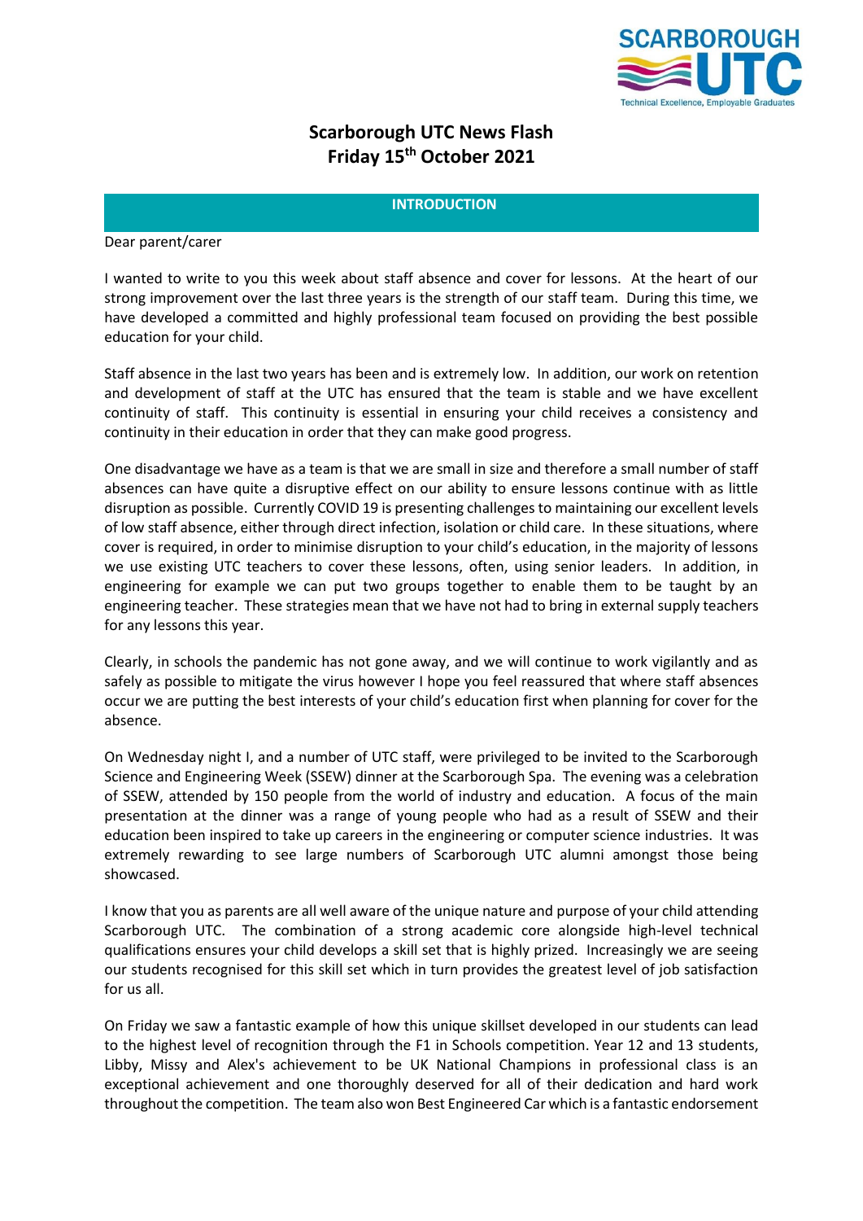# Scarborough UTC News Flash
## Friday 15th October 2021

### INTRODUCTION

Dear parent/carer

I wanted to write to you this week about staff absence and cover for lessons. At the heart of our strong improvement over the last three years is the strength of our staff team. During this time, we have developed a committed and highly professional team focused on providing the best possible education for your child.

Staff absence in the last two years has been and is extremely low. In addition, our work on retention and development of staff at the UTC has ensured that the team is stable and we have excellent continuity of staff. This continuity is essential in ensuring your child receives a consistency and continuity in their education in order that they can make good progress.

One disadvantage we have as a team is that we are small in size and therefore a small number of staff absences can have quite a disruptive effect on our ability to ensure lessons continue with as little disruption as possible. Currently COVID 19 is presenting challenges to maintaining our excellent levels of low staff absence, either through direct infection, isolation or child care. In these situations, where cover is required, in order to minimise disruption to your child's education, in the majority of lessons we use existing UTC teachers to cover these lessons, often, using senior leaders. In addition, in engineering for example we can put two groups together to enable them to be taught by an engineering teacher. These strategies mean that we have not had to bring in external supply teachers for any lessons this year.

Clearly, in schools the pandemic has not gone away, and we will continue to work vigilantly and as safely as possible to mitigate the virus however I hope you feel reassured that where staff absences occur we are putting the best interests of your child's education first when planning for cover for the absence.

On Wednesday night I, and a number of UTC staff, were privileged to be invited to the Scarborough Science and Engineering Week (SSEW) dinner at the Scarborough Spa. The evening was a celebration of SSEW, attended by 150 people from the world of industry and education. A focus of the main presentation at the dinner was a range of young people who had as a result of SSEW and their education been inspired to take up careers in the engineering or computer science industries. It was extremely rewarding to see large numbers of Scarborough UTC alumni amongst those being showcased.

I know that you as parents are all well aware of the unique nature and purpose of your child attending Scarborough UTC. The combination of a strong academic core alongside high-level technical qualifications ensures your child develops a skill set that is highly prized. Increasingly we are seeing our students recognised for this skill set which in turn provides the greatest level of job satisfaction for us all.

On Friday we saw a fantastic example of how this unique skillset developed in our students can lead to the highest level of recognition through the F1 in Schools competition. Year 12 and 13 students, Libby, Missy and Alex's achievement to be UK National Champions in professional class is an exceptional achievement and one thoroughly deserved for all of their dedication and hard work throughout the competition. The team also won Best Engineered Car which is a fantastic endorsement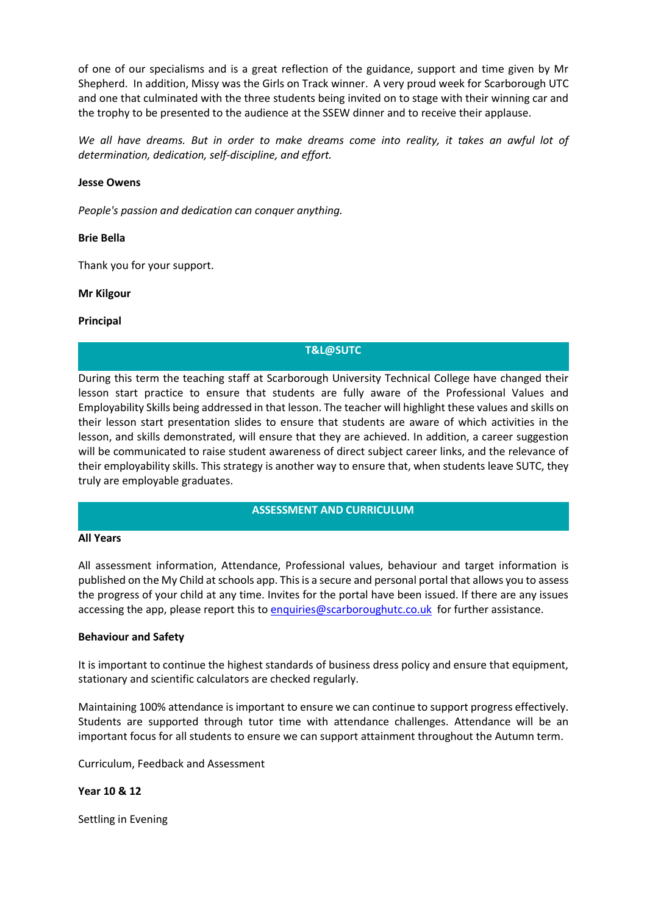of one of our specialisms and is a great reflection of the guidance, support and time given by Mr Shepherd. In addition, Missy was the Girls on Track winner. A very proud week for Scarborough UTC and one that culminated with the three students being invited on to stage with their winning car and the trophy to be presented to the audience at the SSEW dinner and to receive their applause.

*We all have dreams. But in order to make dreams come into reality, it takes an awful lot of determination, dedication, self-discipline, and effort.*

**Jesse Owens**

*People's passion and dedication can conquer anything.*

**Brie Bella**

Thank you for your support.

**Mr Kilgour**

**Principal**

## T&L@SUTC

During this term the teaching staff at Scarborough University Technical College have changed their lesson start practice to ensure that students are fully aware of the Professional Values and Employability Skills being addressed in that lesson. The teacher will highlight these values and skills on their lesson start presentation slides to ensure that students are aware of which activities in the lesson, and skills demonstrated, will ensure that they are achieved. In addition, a career suggestion will be communicated to raise student awareness of direct subject career links, and the relevance of their employability skills. This strategy is another way to ensure that, when students leave SUTC, they truly are employable graduates.

## ASSESSMENT AND CURRICULUM

**All Years**

All assessment information, Attendance, Professional values, behaviour and target information is published on the My Child at schools app. This is a secure and personal portal that allows you to assess the progress of your child at any time. Invites for the portal have been issued. If there are any issues accessing the app, please report this to [enquiries@scarboroughutc.co.uk](mailto:enquiries@scarboroughutc.co.uk) for further assistance.

**Behaviour and Safety**

It is important to continue the highest standards of business dress policy and ensure that equipment, stationary and scientific calculators are checked regularly.

Maintaining 100% attendance is important to ensure we can continue to support progress effectively. Students are supported through tutor time with attendance challenges. Attendance will be an important focus for all students to ensure we can support attainment throughout the Autumn term.

Curriculum, Feedback and Assessment

**Year 10 & 12**

Settling in Evening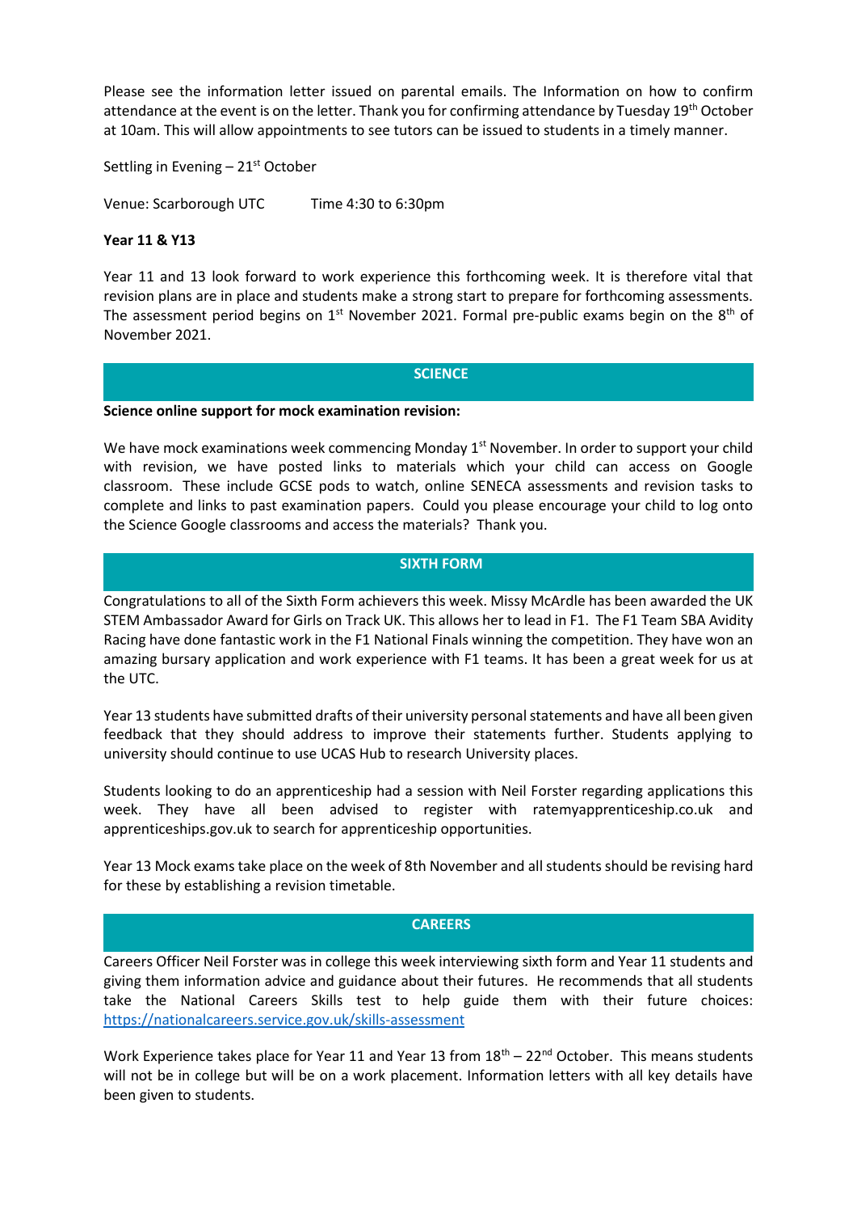Please see the information letter issued on parental emails. The Information on how to confirm attendance at the event is on the letter. Thank you for confirming attendance by Tuesday 19th October at 10am. This will allow appointments to see tutors can be issued to students in a timely manner.

Settling in Evening – 21st October

Venue: Scarborough UTC Time 4:30 to 6:30pm

**Year 11 & Y13**

Year 11 and 13 look forward to work experience this forthcoming week. It is therefore vital that revision plans are in place and students make a strong start to prepare for forthcoming assessments. The assessment period begins on 1st November 2021. Formal pre-public exams begin on the 8th of November 2021.

## SCIENCE

**Science online support for mock examination revision:**

We have mock examinations week commencing Monday 1st November. In order to support your child with revision, we have posted links to materials which your child can access on Google classroom. These include GCSE pods to watch, online SENECA assessments and revision tasks to complete and links to past examination papers. Could you please encourage your child to log onto the Science Google classrooms and access the materials? Thank you.

## SIXTH FORM

Congratulations to all of the Sixth Form achievers this week. Missy McArdle has been awarded the UK STEM Ambassador Award for Girls on Track UK. This allows her to lead in F1. The F1 Team SBA Avidity Racing have done fantastic work in the F1 National Finals winning the competition. They have won an amazing bursary application and work experience with F1 teams. It has been a great week for us at the UTC.

Year 13 students have submitted drafts of their university personal statements and have all been given feedback that they should address to improve their statements further. Students applying to university should continue to use UCAS Hub to research University places.

Students looking to do an apprenticeship had a session with Neil Forster regarding applications this week. They have all been advised to register with ratemyapprenticeship.co.uk and apprenticeships.gov.uk to search for apprenticeship opportunities.

Year 13 Mock exams take place on the week of 8th November and all students should be revising hard for these by establishing a revision timetable.

## CAREERS

Careers Officer Neil Forster was in college this week interviewing sixth form and Year 11 students and giving them information advice and guidance about their futures. He recommends that all students take the National Careers Skills test to help guide them with their future choices: https://nationalcareers.service.gov.uk/skills-assessment

Work Experience takes place for Year 11 and Year 13 from 18th – 22nd October. This means students will not be in college but will be on a work placement. Information letters with all key details have been given to students.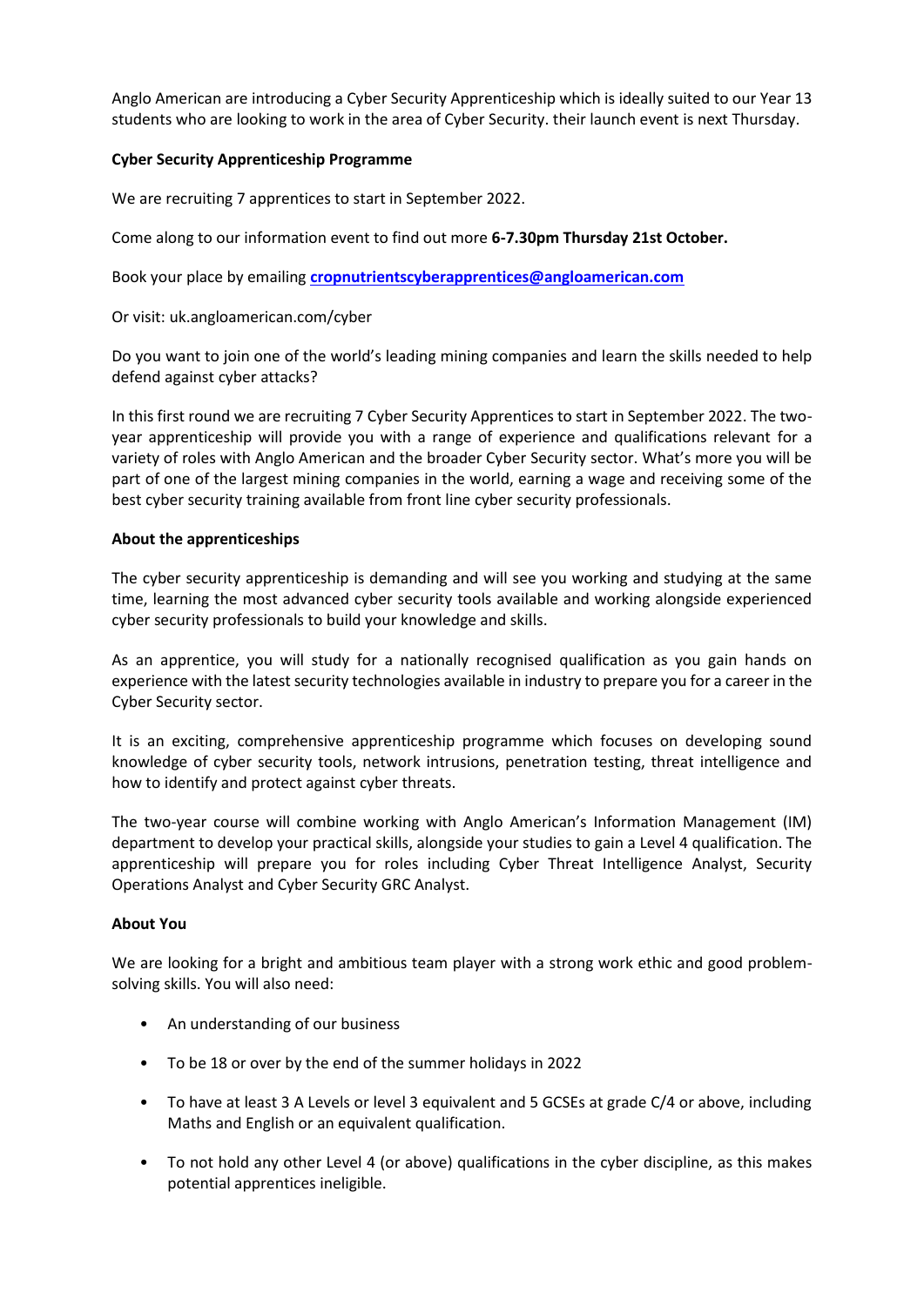Anglo American are introducing a Cyber Security Apprenticeship which is ideally suited to our Year 13 students who are looking to work in the area of Cyber Security. their launch event is next Thursday.

**Cyber Security Apprenticeship Programme**

We are recruiting 7 apprentices to start in September 2022.

Come along to our information event to find out more **6-7.30pm Thursday 21st October.**

Book your place by emailing **cropnutrientscyberapprentices@angloamerican.com**

Or visit: uk.angloamerican.com/cyber

Do you want to join one of the world's leading mining companies and learn the skills needed to help defend against cyber attacks?

In this first round we are recruiting 7 Cyber Security Apprentices to start in September 2022. The two-year apprenticeship will provide you with a range of experience and qualifications relevant for a variety of roles with Anglo American and the broader Cyber Security sector. What's more you will be part of one of the largest mining companies in the world, earning a wage and receiving some of the best cyber security training available from front line cyber security professionals.

**About the apprenticeships**

The cyber security apprenticeship is demanding and will see you working and studying at the same time, learning the most advanced cyber security tools available and working alongside experienced cyber security professionals to build your knowledge and skills.

As an apprentice, you will study for a nationally recognised qualification as you gain hands on experience with the latest security technologies available in industry to prepare you for a career in the Cyber Security sector.

It is an exciting, comprehensive apprenticeship programme which focuses on developing sound knowledge of cyber security tools, network intrusions, penetration testing, threat intelligence and how to identify and protect against cyber threats.

The two-year course will combine working with Anglo American's Information Management (IM) department to develop your practical skills, alongside your studies to gain a Level 4 qualification. The apprenticeship will prepare you for roles including Cyber Threat Intelligence Analyst, Security Operations Analyst and Cyber Security GRC Analyst.

**About You**

We are looking for a bright and ambitious team player with a strong work ethic and good problem-solving skills. You will also need:

- An understanding of our business
- To be 18 or over by the end of the summer holidays in 2022
- To have at least 3 A Levels or level 3 equivalent and 5 GCSEs at grade C/4 or above, including Maths and English or an equivalent qualification.
- To not hold any other Level 4 (or above) qualifications in the cyber discipline, as this makes potential apprentices ineligible.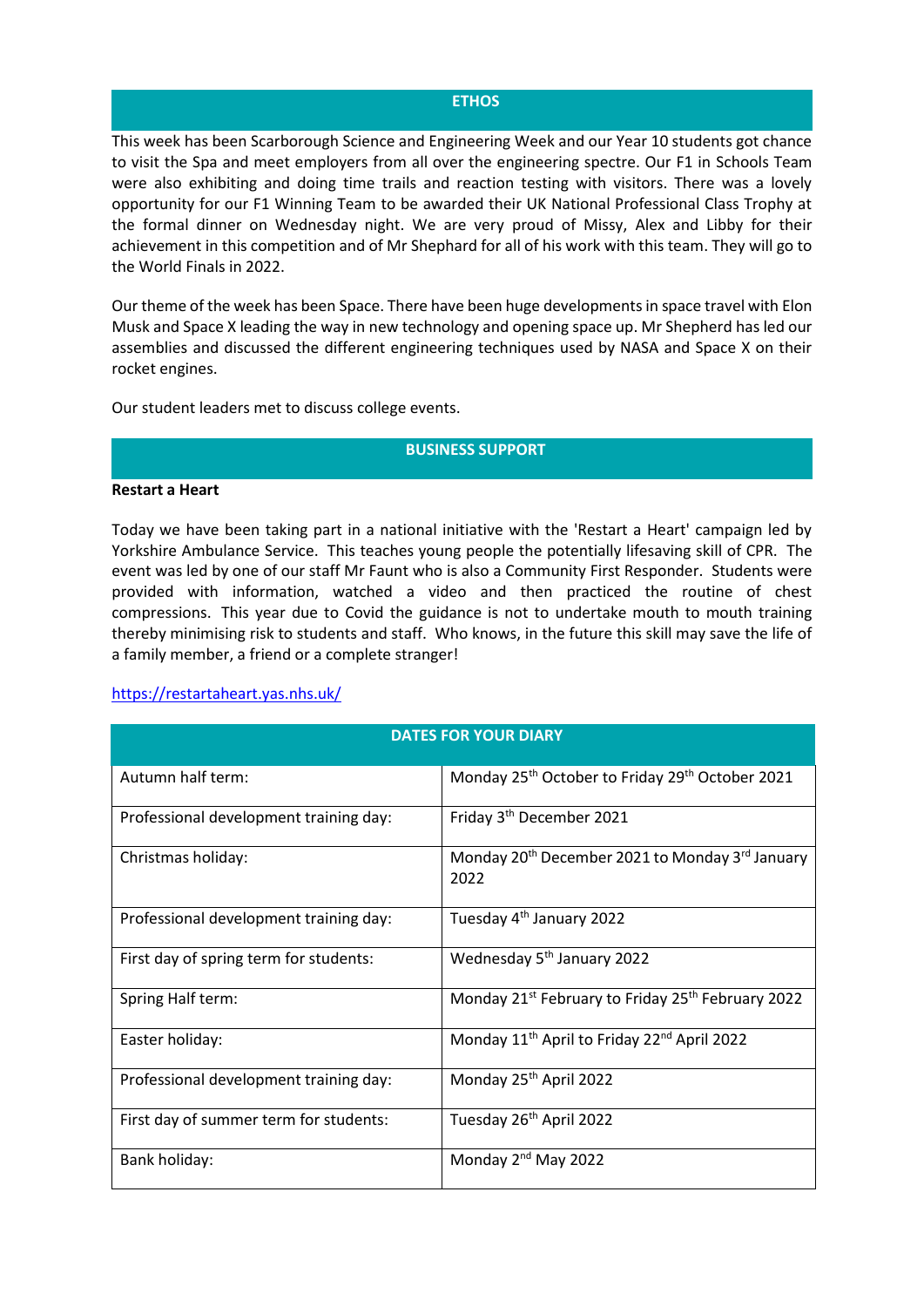## ETHOS

This week has been Scarborough Science and Engineering Week and our Year 10 students got chance to visit the Spa and meet employers from all over the engineering spectre. Our F1 in Schools Team were also exhibiting and doing time trails and reaction testing with visitors. There was a lovely opportunity for our F1 Winning Team to be awarded their UK National Professional Class Trophy at the formal dinner on Wednesday night. We are very proud of Missy, Alex and Libby for their achievement in this competition and of Mr Shephard for all of his work with this team. They will go to the World Finals in 2022.

Our theme of the week has been Space. There have been huge developments in space travel with Elon Musk and Space X leading the way in new technology and opening space up. Mr Shepherd has led our assemblies and discussed the different engineering techniques used by NASA and Space X on their rocket engines.

Our student leaders met to discuss college events.

## BUSINESS SUPPORT

**Restart a Heart**

Today we have been taking part in a national initiative with the 'Restart a Heart' campaign led by Yorkshire Ambulance Service. This teaches young people the potentially lifesaving skill of CPR. The event was led by one of our staff Mr Faunt who is also a Community First Responder. Students were provided with information, watched a video and then practiced the routine of chest compressions. This year due to Covid the guidance is not to undertake mouth to mouth training thereby minimising risk to students and staff. Who knows, in the future this skill may save the life of a family member, a friend or a complete stranger!

https://restartaheart.yas.nhs.uk/

| DATES FOR YOUR DIARY | |
|---|---|
| Autumn half term: | Monday 25th October to Friday 29th October 2021 |
| Professional development training day: | Friday 3th December 2021 |
| Christmas holiday: | Monday 20th December 2021 to Monday 3rd January 2022 |
| Professional development training day: | Tuesday 4th January 2022 |
| First day of spring term for students: | Wednesday 5th January 2022 |
| Spring Half term: | Monday 21st February to Friday 25th February 2022 |
| Easter holiday: | Monday 11th April to Friday 22nd April 2022 |
| Professional development training day: | Monday 25th April 2022 |
| First day of summer term for students: | Tuesday 26th April 2022 |
| Bank holiday: | Monday 2nd May 2022 |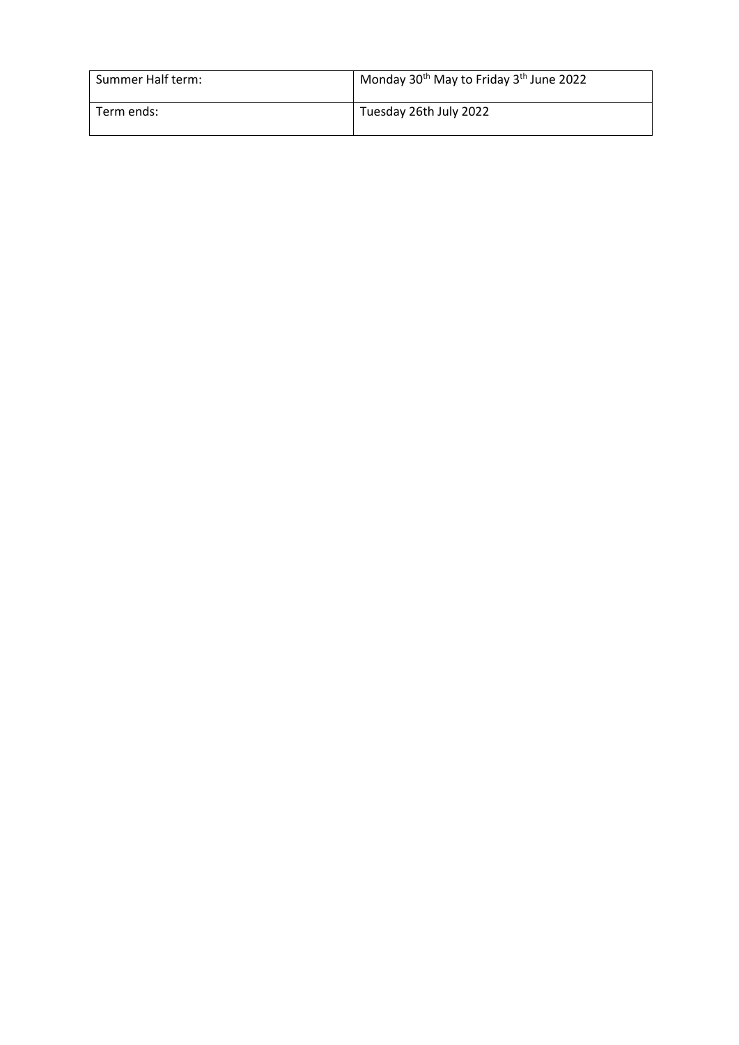| | |
|---|---|
| Summer Half term: | Monday 30th May to Friday 3th June 2022 |
| Term ends: | Tuesday 26th July 2022 |